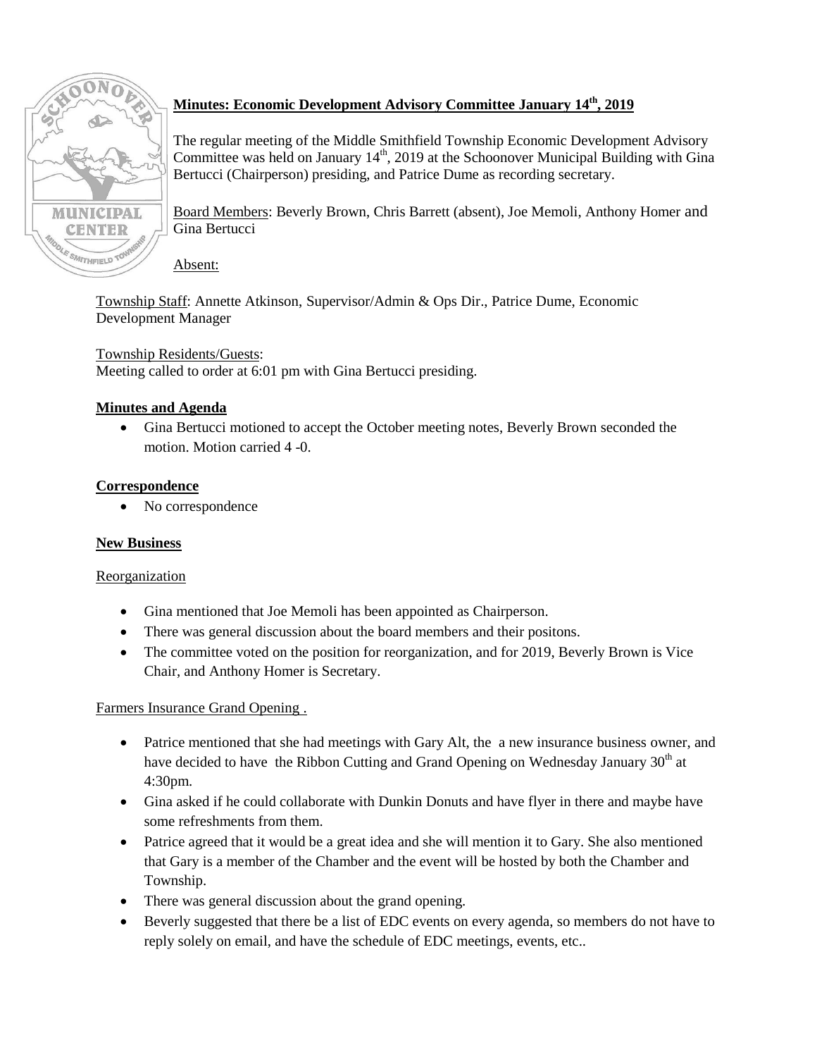# Minutes: Economic Development Advisory Committee January 14th, 2019

The regular meeting of the Middle Smithfield Township Economic Development Advisory Committee was held on January 14th, 2019 at the Schoonover Municipal Building with Gina Bertucci (Chairperson) presiding, and Patrice Dume as recording secretary.

Board Members: Beverly Brown, Chris Barrett (absent), Joe Memoli, Anthony Homer and Gina Bertucci

Absent:

Township Staff: Annette Atkinson, Supervisor/Admin & Ops Dir., Patrice Dume, Economic Development Manager

Township Residents/Guests:
Meeting called to order at 6:01 pm with Gina Bertucci presiding.

## Minutes and Agenda

- Gina Bertucci motioned to accept the October meeting notes, Beverly Brown seconded the motion. Motion carried 4 -0.

## Correspondence

- No correspondence

## New Business

### Reorganization

- Gina mentioned that Joe Memoli has been appointed as Chairperson.
- There was general discussion about the board members and their positons.
- The committee voted on the position for reorganization, and for 2019, Beverly Brown is Vice Chair, and Anthony Homer is Secretary.

### Farmers Insurance Grand Opening .

- Patrice mentioned that she had meetings with Gary Alt, the a new insurance business owner, and have decided to have the Ribbon Cutting and Grand Opening on Wednesday January 30th at 4:30pm.
- Gina asked if he could collaborate with Dunkin Donuts and have flyer in there and maybe have some refreshments from them.
- Patrice agreed that it would be a great idea and she will mention it to Gary. She also mentioned that Gary is a member of the Chamber and the event will be hosted by both the Chamber and Township.
- There was general discussion about the grand opening.
- Beverly suggested that there be a list of EDC events on every agenda, so members do not have to reply solely on email, and have the schedule of EDC meetings, events, etc..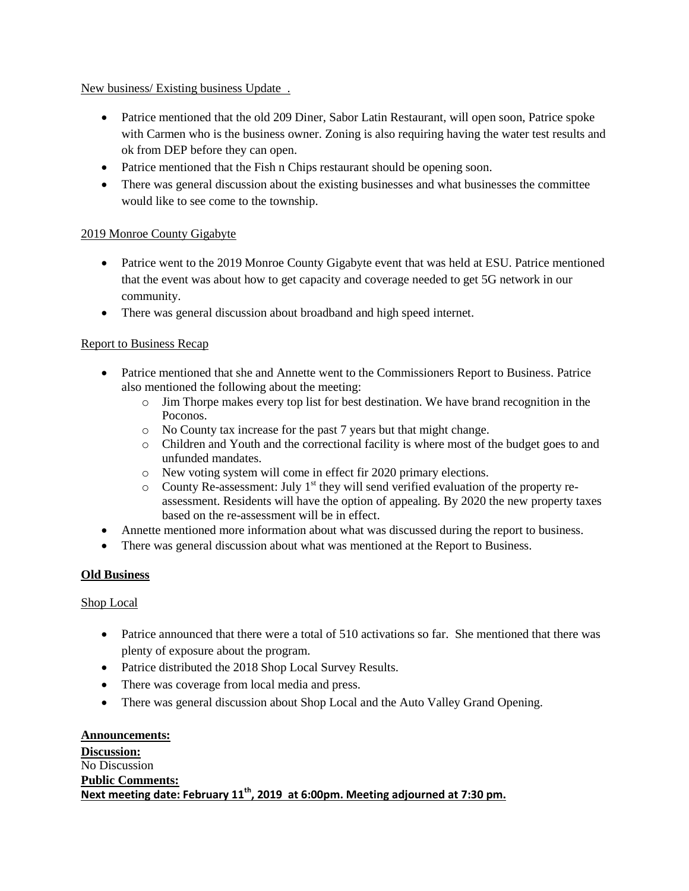New business/ Existing business Update .

- Patrice mentioned that the old 209 Diner, Sabor Latin Restaurant, will open soon, Patrice spoke with Carmen who is the business owner. Zoning is also requiring having the water test results and ok from DEP before they can open.
- Patrice mentioned that the Fish n Chips restaurant should be opening soon.
- There was general discussion about the existing businesses and what businesses the committee would like to see come to the township.

2019 Monroe County Gigabyte

- Patrice went to the 2019 Monroe County Gigabyte event that was held at ESU. Patrice mentioned that the event was about how to get capacity and coverage needed to get 5G network in our community.
- There was general discussion about broadband and high speed internet.

Report to Business Recap

- Patrice mentioned that she and Annette went to the Commissioners Report to Business. Patrice also mentioned the following about the meeting:
  - Jim Thorpe makes every top list for best destination. We have brand recognition in the Poconos.
  - No County tax increase for the past 7 years but that might change.
  - Children and Youth and the correctional facility is where most of the budget goes to and unfunded mandates.
  - New voting system will come in effect fir 2020 primary elections.
  - County Re-assessment: July 1st they will send verified evaluation of the property re-assessment. Residents will have the option of appealing. By 2020 the new property taxes based on the re-assessment will be in effect.
- Annette mentioned more information about what was discussed during the report to business.
- There was general discussion about what was mentioned at the Report to Business.

**Old Business**

Shop Local

- Patrice announced that there were a total of 510 activations so far. She mentioned that there was plenty of exposure about the program.
- Patrice distributed the 2018 Shop Local Survey Results.
- There was coverage from local media and press.
- There was general discussion about Shop Local and the Auto Valley Grand Opening.

**Announcements:**

**Discussion:**

No Discussion

**Public Comments:**

**Next meeting date: February 11th, 2019 at 6:00pm. Meeting adjourned at 7:30 pm.**